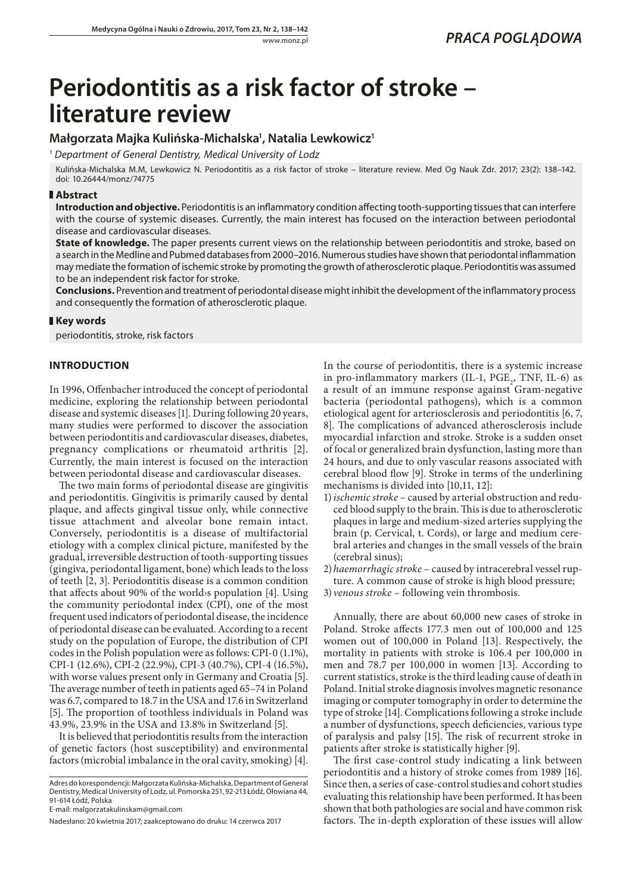# Periodontitis as a risk factor of stroke – literature review

**Małgorzata Majka Kulińska-Michalska[1], Natalia Lewkowicz[1]**

[1] *Department of General Dentistry, Medical University of Lodz*

Kulińska-Michalska M.M, Lewkowicz N. Periodontitis as a risk factor of stroke – literature review. Med Og Nauk Zdr. 2017; 23(2): 138–142. doi: 10.26444/monz/74775

## Abstract

**Introduction and objective.** Periodontitis is an inflammatory condition affecting tooth-supporting tissues that can interfere with the course of systemic diseases. Currently, the main interest has focused on the interaction between periodontal disease and cardiovascular diseases.

**State of knowledge.** The paper presents current views on the relationship between periodontitis and stroke, based on a search in the Medline and Pubmed databases from 2000–2016. Numerous studies have shown that periodontal inflammation may mediate the formation of ischemic stroke by promoting the growth of atherosclerotic plaque. Periodontitis was assumed to be an independent risk factor for stroke.

**Conclusions.** Prevention and treatment of periodontal disease might inhibit the development of the inflammatory process and consequently the formation of atherosclerotic plaque.

## Key words

periodontitis, stroke, risk factors

## INTRODUCTION

In 1996, Offenbacher introduced the concept of periodontal medicine, exploring the relationship between periodontal disease and systemic diseases [1]. During following 20 years, many studies were performed to discover the association between periodontitis and cardiovascular diseases, diabetes, pregnancy complications or rheumatoid arthritis [2]. Currently, the main interest is focused on the interaction between periodontal disease and cardiovascular diseases.

The two main forms of periodontal disease are gingivitis and periodontitis. Gingivitis is primarily caused by dental plaque, and affects gingival tissue only, while connective tissue attachment and alveolar bone remain intact. Conversely, periodontitis is a disease of multifactorial etiology with a complex clinical picture, manifested by the gradual, irreversible destruction of tooth-supporting tissues (gingiva, periodontal ligament, bone) which leads to the loss of teeth [2, 3]. Periodontitis disease is a common condition that affects about 90% of the world›s population [4]. Using the community periodontal index (CPI), one of the most frequent used indicators of periodontal disease, the incidence of periodontal disease can be evaluated. According to a recent study on the population of Europe, the distribution of CPI codes in the Polish population were as follows: CPI-0 (1.1%), CPI-1 (12.6%), CPI-2 (22.9%), CPI-3 (40.7%), CPI-4 (16.5%), with worse values present only in Germany and Croatia [5]. The average number of teeth in patients aged 65–74 in Poland was 6.7, compared to 18.7 in the USA and 17.6 in Switzerland [5]. The proportion of toothless individuals in Poland was 43.9%, 23.9% in the USA and 13.8% in Switzerland [5].

It is believed that periodontitis results from the interaction of genetic factors (host susceptibility) and environmental factors (microbial imbalance in the oral cavity, smoking) [4].

In the course of periodontitis, there is a systemic increase in pro-inflammatory markers (IL-1, $PGE_2$, TNF, IL-6) as a result of an immune response against Gram-negative bacteria (periodontal pathogens), which is a common etiological agent for arteriosclerosis and periodontitis [6, 7, 8]. The complications of advanced atherosclerosis include myocardial infarction and stroke. Stroke is a sudden onset of focal or generalized brain dysfunction, lasting more than 24 hours, and due to only vascular reasons associated with cerebral blood flow [9]. Stroke in terms of the underlining mechanisms is divided into [10,11, 12]:

1) *ischemic stroke* – caused by arterial obstruction and reduced blood supply to the brain. This is due to atherosclerotic plaques in large and medium-sized arteries supplying the brain (p. Cervical, t. Cords), or large and medium cerebral arteries and changes in the small vessels of the brain (cerebral sinus);
2) *haemorrhagic stroke* – caused by intracerebral vessel rupture. A common cause of stroke is high blood pressure;
3) *venous stroke* – following vein thrombosis.

Annually, there are about 60,000 new cases of stroke in Poland. Stroke affects 177.3 men out of 100,000 and 125 women out of 100,000 in Poland [13]. Respectively, the mortality in patients with stroke is 106.4 per 100,000 in men and 78.7 per 100,000 in women [13]. According to current statistics, stroke is the third leading cause of death in Poland. Initial stroke diagnosis involves magnetic resonance imaging or computer tomography in order to determine the type of stroke [14]. Complications following a stroke include a number of dysfunctions, speech deficiencies, various type of paralysis and palsy [15]. The risk of recurrent stroke in patients after stroke is statistically higher [9].

The first case-control study indicating a link between periodontitis and a history of stroke comes from 1989 [16]. Since then, a series of case-control studies and cohort studies evaluating this relationship have been performed. It has been shown that both pathologies are social and have common risk factors. The in-depth exploration of these issues will allow

Adres do korespondencji: Małgorzata Kulińska-Michalska, Department of General Dentistry, Medical University of Lodz, ul. Pomorska 251, 92-213 Łódź, Ołowiana 44, 91-614 Łódź, Polska
E-mail: malgorzatakulinskam@gmail.com

Nadesłano: 20 kwietnia 2017; zaakceptowano do druku: 14 czerwca 2017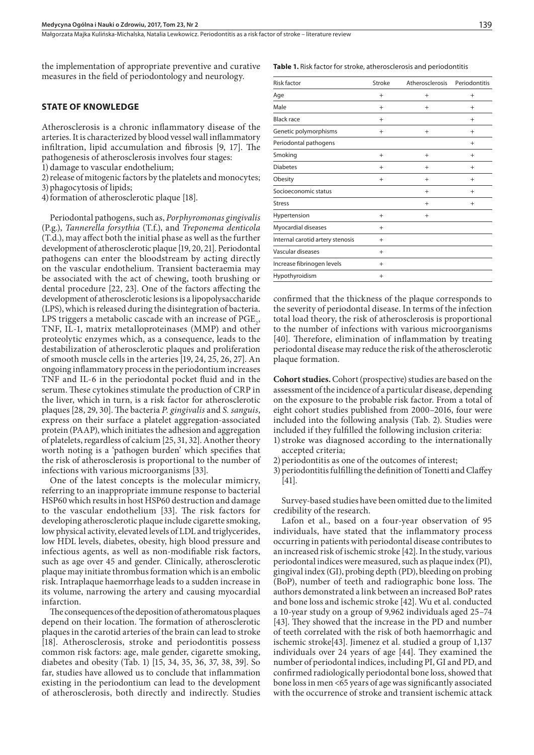the implementation of appropriate preventive and curative measures in the field of periodontology and neurology.

## STATE OF KNOWLEDGE

Atherosclerosis is a chronic inflammatory disease of the arteries. It is characterized by blood vessel wall inflammatory infiltration, lipid accumulation and fibrosis [9, 17]. The pathogenesis of atherosclerosis involves four stages:

1) damage to vascular endothelium;
2) release of mitogenic factors by the platelets and monocytes;
3) phagocytosis of lipids;
4) formation of atherosclerotic plaque [18].

Periodontal pathogens, such as, *Porphyromonas gingivalis* (P.g.), *Tannerella forsythia* (T.f.), and *Treponema denticola* (T.d.), may affect both the initial phase as well as the further development of atherosclerotic plaque [19, 20, 21]. Periodontal pathogens can enter the bloodstream by acting directly on the vascular endothelium. Transient bacteraemia may be associated with the act of chewing, tooth brushing or dental procedure [22, 23]. One of the factors affecting the development of atherosclerotic lesions is a lipopolysaccharide (LPS), which is released during the disintegration of bacteria. LPS triggers a metabolic cascade with an increase of $PGE_2$, TNF, IL-1, matrix metalloproteinases (MMP) and other proteolytic enzymes which, as a consequence, leads to the destabilization of atherosclerotic plaques and proliferation of smooth muscle cells in the arteries [19, 24, 25, 26, 27]. An ongoing inflammatory process in the periodontium increases TNF and IL-6 in the periodontal pocket fluid and in the serum. These cytokines stimulate the production of CRP in the liver, which in turn, is a risk factor for atherosclerotic plaques [28, 29, 30]. The bacteria *P. gingivalis* and *S. sanguis*, express on their surface a platelet aggregation-associated protein (PAAP), which initiates the adhesion and aggregation of platelets, regardless of calcium [25, 31, 32]. Another theory worth noting is a 'pathogen burden' which specifies that the risk of atherosclerosis is proportional to the number of infections with various microorganisms [33].

One of the latest concepts is the molecular mimicry, referring to an inappropriate immune response to bacterial HSP60 which results in host HSP60 destruction and damage to the vascular endothelium [33]. The risk factors for developing atherosclerotic plaque include cigarette smoking, low physical activity, elevated levels of LDL and triglycerides, low HDL levels, diabetes, obesity, high blood pressure and infectious agents, as well as non-modifiable risk factors, such as age over 45 and gender. Clinically, atherosclerotic plaque may initiate thrombus formation which is an embolic risk. Intraplaque haemorrhage leads to a sudden increase in its volume, narrowing the artery and causing myocardial infarction.

The consequences of the deposition of atheromatous plaques depend on their location. The formation of atherosclerotic plaques in the carotid arteries of the brain can lead to stroke [18]. Atherosclerosis, stroke and periodontitis possess common risk factors: age, male gender, cigarette smoking, diabetes and obesity (Tab. 1) [15, 34, 35, 36, 37, 38, 39]. So far, studies have allowed us to conclude that inflammation existing in the periodontium can lead to the development of atherosclerosis, both directly and indirectly. Studies confirmed that the thickness of the plaque corresponds to the severity of periodontal disease. In terms of the infection total load theory, the risk of atherosclerosis is proportional to the number of infections with various microorganisms [40]. Therefore, elimination of inflammation by treating periodontal disease may reduce the risk of the atherosclerotic plaque formation.

**Table 1.** Risk factor for stroke, atherosclerosis and periodontitis

| Risk factor | Stroke | Atherosclerosis | Periodontitis |
|---|---|---|---|
| Age | + | + | + |
| Male | + | + | + |
| Black race | + | | + |
| Genetic polymorphisms | + | + | + |
| Periodontal pathogens | | | + |
| Smoking | + | + | + |
| Diabetes | + | + | + |
| Obesity | + | + | + |
| Socioeconomic status | | + | + |
| Stress | | + | + |
| Hypertension | + | + | |
| Myocardial diseases | + | | |
| Internal carotid artery stenosis | + | | |
| Vascular diseases | + | | |
| Increase fibrinogen levels | + | | |
| Hypothyroidism | + | | |

**Cohort studies.** Cohort (prospective) studies are based on the assessment of the incidence of a particular disease, depending on the exposure to the probable risk factor. From a total of eight cohort studies published from 2000–2016, four were included into the following analysis (Tab. 2). Studies were included if they fulfilled the following inclusion criteria:

1) stroke was diagnosed according to the internationally accepted criteria;
2) periodontitis as one of the outcomes of interest;
3) periodontitis fulfilling the definition of Tonetti and Claffey [41].

Survey-based studies have been omitted due to the limited credibility of the research.

Lafon et al., based on a four-year observation of 95 individuals, have stated that the inflammatory process occurring in patients with periodontal disease contributes to an increased risk of ischemic stroke [42]. In the study, various periodontal indices were measured, such as plaque index (PI), gingival index (GI), probing depth (PD), bleeding on probing (BoP), number of teeth and radiographic bone loss. The authors demonstrated a link between an increased BoP rates and bone loss and ischemic stroke [42]. Wu et al. conducted a 10-year study on a group of 9,962 individuals aged 25–74 [43]. They showed that the increase in the PD and number of teeth correlated with the risk of both haemorrhagic and ischemic stroke[43]. Jimenez et al. studied a group of 1,137 individuals over 24 years of age [44]. They examined the number of periodontal indices, including PI, GI and PD, and confirmed radiologically periodontal bone loss, showed that bone loss in men <65 years of age was significantly associated with the occurrence of stroke and transient ischemic attack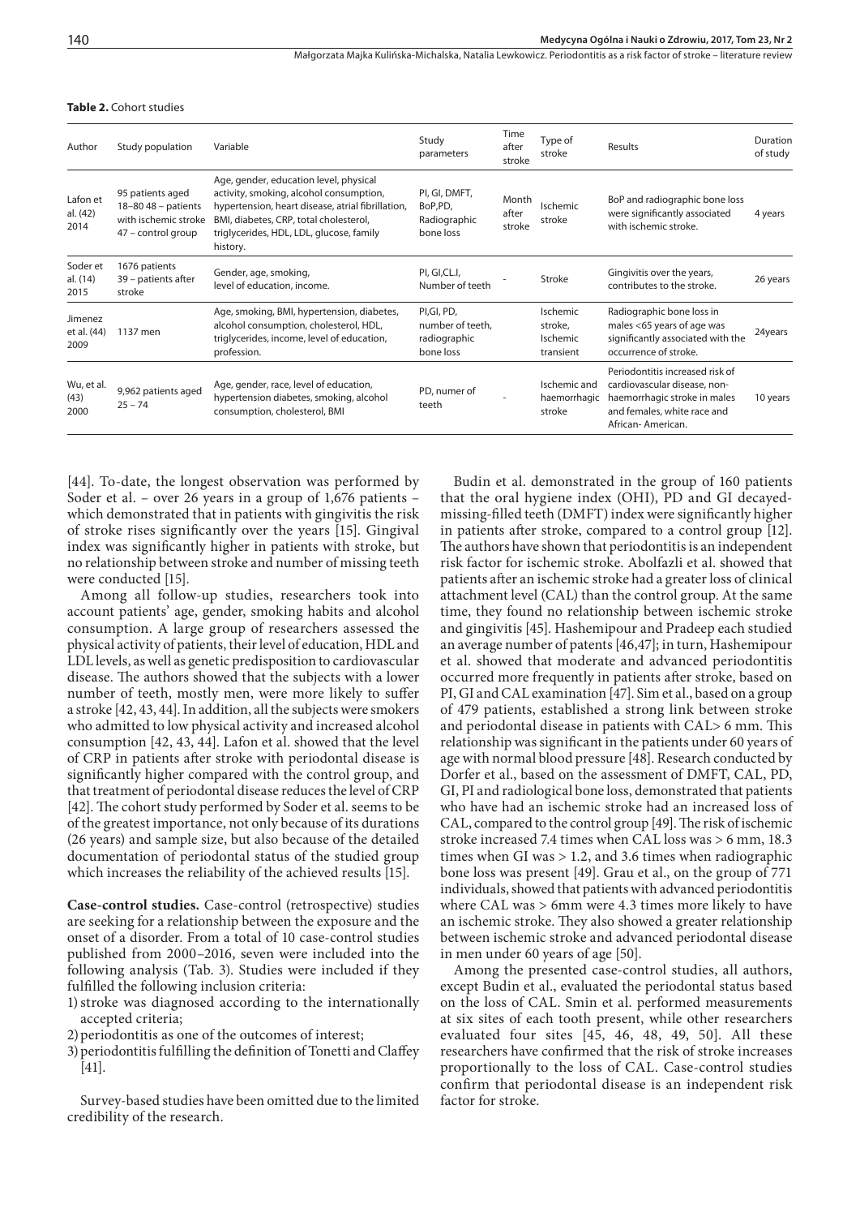**Table 2.** Cohort studies

| Author | Study population | Variable | Study parameters | Time after stroke | Type of stroke | Results | Duration of study |
|---|---|---|---|---|---|---|---|
| Lafon et al. (42) 2014 | 95 patients aged 18–80 48 – patients with ischemic stroke 47 – control group | Age, gender, education level, physical activity, smoking, alcohol consumption, hypertension, heart disease, atrial fibrillation, BMI, diabetes, CRP, total cholesterol, triglycerides, HDL, LDL, glucose, family history. | PI, GI, DMFT, BoP,PD, Radiographic bone loss | Month after stroke | Ischemic stroke | BoP and radiographic bone loss were significantly associated with ischemic stroke. | 4 years |
| Soder et al. (14) 2015 | 1676 patients 39 – patients after stroke | Gender, age, smoking, level of education, income. | PI, GI,CL.I, Number of teeth | - | Stroke | Gingivitis over the years, contributes to the stroke. | 26 years |
| Jimenez et al. (44) 2009 | 1137 men | Age, smoking, BMI, hypertension, diabetes, alcohol consumption, cholesterol, HDL, triglycerides, income, level of education, profession. | PI,GI, PD, number of teeth, radiographic bone loss | | Ischemic stroke, Ischemic transient | Radiographic bone loss in males <65 years of age was significantly associated with the occurrence of stroke. | 24years |
| Wu, et al. (43) 2000 | 9,962 patients aged 25 – 74 | Age, gender, race, level of education, hypertension diabetes, smoking, alcohol consumption, cholesterol, BMI | PD, numer of teeth | - | Ischemic and haemorrhagic stroke | Periodontitis increased risk of cardiovascular disease, non-haemorrhagic stroke in males and females, white race and African- American. | 10 years |

[44]. To-date, the longest observation was performed by Soder et al. – over 26 years in a group of 1,676 patients – which demonstrated that in patients with gingivitis the risk of stroke rises significantly over the years [15]. Gingival index was significantly higher in patients with stroke, but no relationship between stroke and number of missing teeth were conducted [15].

Among all follow-up studies, researchers took into account patients' age, gender, smoking habits and alcohol consumption. A large group of researchers assessed the physical activity of patients, their level of education, HDL and LDL levels, as well as genetic predisposition to cardiovascular disease. The authors showed that the subjects with a lower number of teeth, mostly men, were more likely to suffer a stroke [42, 43, 44]. In addition, all the subjects were smokers who admitted to low physical activity and increased alcohol consumption [42, 43, 44]. Lafon et al. showed that the level of CRP in patients after stroke with periodontal disease is significantly higher compared with the control group, and that treatment of periodontal disease reduces the level of CRP [42]. The cohort study performed by Soder et al. seems to be of the greatest importance, not only because of its durations (26 years) and sample size, but also because of the detailed documentation of periodontal status of the studied group which increases the reliability of the achieved results [15].

**Case-control studies.** Case-control (retrospective) studies are seeking for a relationship between the exposure and the onset of a disorder. From a total of 10 case-control studies published from 2000–2016, seven were included into the following analysis (Tab. 3). Studies were included if they fulfilled the following inclusion criteria:

1) stroke was diagnosed according to the internationally accepted criteria;
2) periodontitis as one of the outcomes of interest;
3) periodontitis fulfilling the definition of Tonetti and Claffey [41].

Survey-based studies have been omitted due to the limited credibility of the research.

Budin et al. demonstrated in the group of 160 patients that the oral hygiene index (OHI), PD and GI decayed-missing-filled teeth (DMFT) index were significantly higher in patients after stroke, compared to a control group [12]. The authors have shown that periodontitis is an independent risk factor for ischemic stroke. Abolfazli et al. showed that patients after an ischemic stroke had a greater loss of clinical attachment level (CAL) than the control group. At the same time, they found no relationship between ischemic stroke and gingivitis [45]. Hashemipour and Pradeep each studied an average number of patents [46,47]; in turn, Hashemipour et al. showed that moderate and advanced periodontitis occurred more frequently in patients after stroke, based on PI, GI and CAL examination [47]. Sim et al., based on a group of 479 patients, established a strong link between stroke and periodontal disease in patients with CAL> 6 mm. This relationship was significant in the patients under 60 years of age with normal blood pressure [48]. Research conducted by Dorfer et al., based on the assessment of DMFT, CAL, PD, GI, PI and radiological bone loss, demonstrated that patients who have had an ischemic stroke had an increased loss of CAL, compared to the control group [49]. The risk of ischemic stroke increased 7.4 times when CAL loss was > 6 mm, 18.3 times when GI was > 1.2, and 3.6 times when radiographic bone loss was present [49]. Grau et al., on the group of 771 individuals, showed that patients with advanced periodontitis where CAL was > 6mm were 4.3 times more likely to have an ischemic stroke. They also showed a greater relationship between ischemic stroke and advanced periodontal disease in men under 60 years of age [50].

Among the presented case-control studies, all authors, except Budin et al., evaluated the periodontal status based on the loss of CAL. Smin et al. performed measurements at six sites of each tooth present, while other researchers evaluated four sites [45, 46, 48, 49, 50]. All these researchers have confirmed that the risk of stroke increases proportionally to the loss of CAL. Case-control studies confirm that periodontal disease is an independent risk factor for stroke.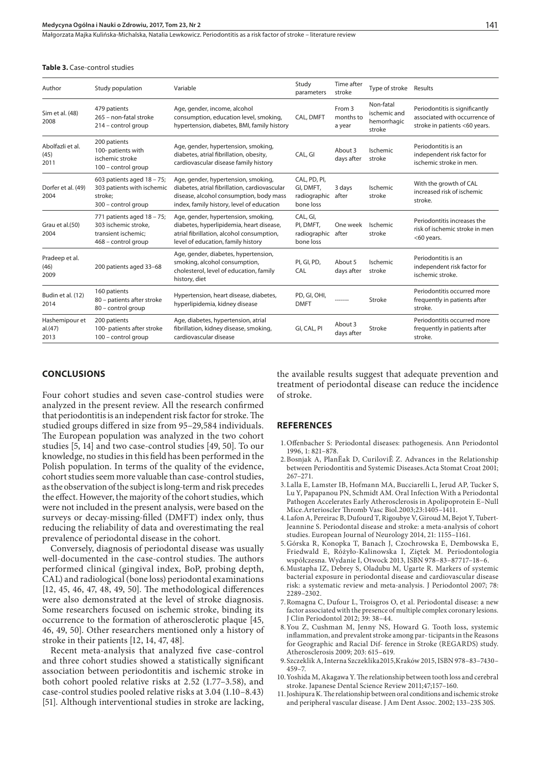**Table 3.** Case-control studies

| Author | Study population | Variable | Study parameters | Time after stroke | Type of stroke | Results |
|---|---|---|---|---|---|---|
| Sim et al. (48) 2008 | 479 patients 265 – non-fatal stroke 214 – control group | Age, gender, income, alcohol consumption, education level, smoking, hypertension, diabetes, BMI, family history | CAL, DMFT | From 3 months to a year | Non-fatal ischemic and hemorrhagic stroke | Periodontitis is significantly associated with occurrence of stroke in patients <60 years. |
| Abolfazli et al. (45) 2011 | 200 patients 100- patients with ischemic stroke 100 – control group | Age, gender, hypertension, smoking, diabetes, atrial fibrillation, obesity, cardiovascular disease family history | CAL, GI | About 3 days after | Ischemic stroke | Periodontitis is an independent risk factor for ischemic stroke in men. |
| Dorfer et al. (49) 2004 | 603 patients aged 18 – 75; 303 patients with ischemic stroke; 300 – control group | Age, gender, hypertension, smoking, diabetes, atrial fibrillation, cardiovascular disease, alcohol consumption, body mass index, family history, level of education | CAL, PD, PI, GI, DMFT, radiographic bone loss | 3 days after | Ischemic stroke | With the growth of CAL increased risk of ischemic stroke. |
| Grau et al.(50) 2004 | 771 patients aged 18 – 75; 303 ischemic stroke, transient ischemic; 468 – control group | Age, gender, hypertension, smoking, diabetes, hyperlipidemia, heart disease, atrial fibrillation, alcohol consumption, level of education, family history | CAL, GI, PI, DMFT, radiographic bone loss | One week after | Ischemic stroke | Periodontitis increases the risk of ischemic stroke in men <60 years. |
| Pradeep et al. (46) 2009 | 200 patients aged 33–68 | Age, gender, diabetes, hypertension, smoking, alcohol consumption, cholesterol, level of education, family history, diet | PI, GI, PD, CAL | About 5 days after | Ischemic stroke | Periodontitis is an independent risk factor for ischemic stroke. |
| Budin et al. (12) 2014 | 160 patients 80 – patients after stroke 80 – control group | Hypertension, heart disease, diabetes, hyperlipidemia, kidney disease | PD, GI, OHI, DMFT | ------- | Stroke | Periodontitis occurred more frequently in patients after stroke. |
| Hashemipour et al.(47) 2013 | 200 patients 100- patients after stroke 100 – control group | Age, diabetes, hypertension, atrial fibrillation, kidney disease, smoking, cardiovascular disease | GI, CAL, PI | About 3 days after | Stroke | Periodontitis occurred more frequently in patients after stroke. |

## CONCLUSIONS

Four cohort studies and seven case-control studies were analyzed in the present review. All the research confirmed that periodontitis is an independent risk factor for stroke. The studied groups differed in size from 95–29,584 individuals. The European population was analyzed in the two cohort studies [5, 14] and two case-control studies [49, 50]. To our knowledge, no studies in this field has been performed in the Polish population. In terms of the quality of the evidence, cohort studies seem more valuable than case-control studies, as the observation of the subject is long-term and risk precedes the effect. However, the majority of the cohort studies, which were not included in the present analysis, were based on the surveys or decay-missing-filled (DMFT) index only, thus reducing the reliability of data and overestimating the real prevalence of periodontal disease in the cohort.

Conversely, diagnosis of periodontal disease was usually well-documented in the case-control studies. The authors performed clinical (gingival index, BoP, probing depth, CAL) and radiological (bone loss) periodontal examinations [12, 45, 46, 47, 48, 49, 50]. The methodological differences were also demonstrated at the level of stroke diagnosis. Some researchers focused on ischemic stroke, binding its occurrence to the formation of atherosclerotic plaque [45, 46, 49, 50]. Other researchers mentioned only a history of stroke in their patients [12, 14, 47, 48].

Recent meta-analysis that analyzed five case-control and three cohort studies showed a statistically significant association between periodontitis and ischemic stroke in both cohort pooled relative risks at 2.52 (1.77–3.58), and case-control studies pooled relative risks at 3.04 (1.10–8.43) [51]. Although interventional studies in stroke are lacking, the available results suggest that adequate prevention and treatment of periodontal disease can reduce the incidence of stroke.

## REFERENCES

1. Offenbacher S: Periodontal diseases: pathogenesis. Ann Periodontol 1996, 1: 821–878.
2. Bosnjak A, PlanĔak D, Curilovi�É Z. Advances in the Relationship between Periodontitis and Systemic Diseases.Acta Stomat Croat 2001; 267–271.
3. Lalla E, Lamster IB, Hofmann MA, Bucciarelli L, Jerud AP, Tucker S, Lu Y, Papapanou PN, Schmidt AM. Oral Infection With a Periodontal Pathogen Accelerates Early Atherosclerosis in Apolipoprotein E–Null Mice.Arterioscler Thromb Vasc Biol.2003;23:1405–1411.
4. Lafon A, Pereirac B, Dufourd T, Rigoubye V, Giroud M, Bejot Y, Tubert-Jeannine S. Periodontal disease and stroke: a meta-analysis of cohort studies. European Journal of Neurology 2014, 21: 1155–1161.
5. Górska R, Konopka T, Banach J, Czochrowska E, Dembowska E, Friedwald E, Różyło-Kalinowska I, Ziętek M. Periodontologia współczesna. Wydanie I, Otwock 2013, ISBN 978–83–87717–18–6.
6. Mustapha IZ, Debrey S, Oladubu M, Ugarte R. Markers of systemic bacterial exposure in periodontal disease and cardiovascular disease risk: a systematic review and meta-analysis. J Periodontol 2007; 78: 2289–2302.
7. Romagna C, Dufour L, Troisgros O, et al. Periodontal disease: a new factor associated with the presence of multiple complex coronary lesions. J Clin Periodontol 2012; 39: 38–44.
8. You Z, Cushman M, Jenny NS, Howard G. Tooth loss, systemic inflammation, and prevalent stroke among par- ticipants in the Reasons for Geographic and Racial Dif- ference in Stroke (REGARDS) study. Atherosclerosis 2009; 203: 615–619.
9. Szczeklik A, Interna Szczeklika2015,Kraków 2015, ISBN 978–83–7430–459–7.
10. Yoshida M, Akagawa Y. The relationship between tooth loss and cerebral stroke. Japanese Dental Science Review 2011;47;157–160.
11. Joshipura K. The relationship between oral conditions and ischemic stroke and peripheral vascular disease. J Am Dent Assoc. 2002; 133–23S 30S.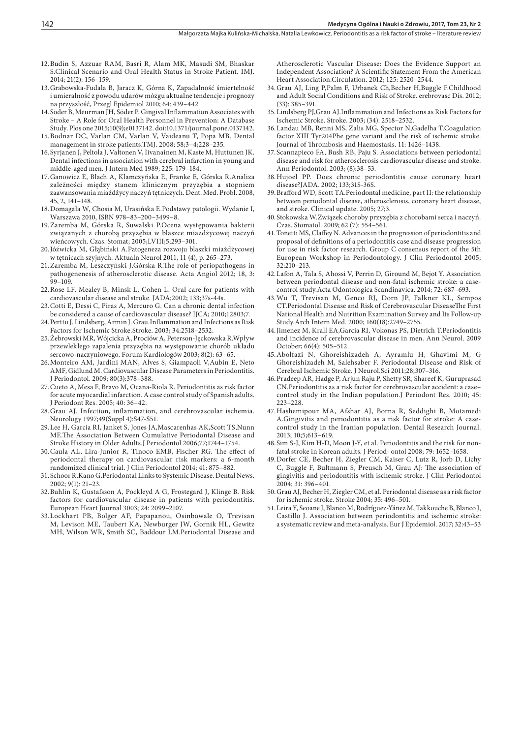12. Budin S, Azzuar RAM, Basri R, Alam MK, Masudi SM, Bhaskar S.Clinical Scenario and Oral Health Status in Stroke Patient. IMJ. 2014; 21(2): 156–159.
13. Grabowska-Fudala B, Jaracz K, Górna K, Zapadalność śmiertelność i umieralność z powodu udarów mózgu aktualne tendencje i prognozy na przyszłość, Przegl Epidemiol 2010; 64: 439–442
14. Söder B, Meurman JH, Söder P. Gingival Inflammation Associates with Stroke – A Role for Oral Health Personnel in Prevention: A Database Study. Plos one 2015;10(9);e0137142. doi:10.1371/journal.pone.0137142.
15. Bodnar DC, Varlan CM, Varlan V, Vaideanu T, Popa MB. Dental management in stroke patients.TMJ. 2008; 58;3–4;228–235.
16. Syrjanen J, Peltola J, Valtonen V, Iivanainen M, Kaste M, Huttunen JK. Dental infections in association with cerebral infarction in young and middle-aged men. J Intern Med 1989; 225: 179–184.
17. Ganowicz E, Błach A, Klamczyńska E, Franke E, Górska R.Analiza zależności między stanem klinicznym przyzębia a stopniem zaawansowania miażdżycy naczyń tętniczych. Dent. Med. Probl. 2008, 45, 2, 141–148.
18. Domagała W, Chosia M, Urasińska E.Podstawy patologii. Wydanie I, Warszawa 2010, ISBN 978–83–200–3499–8.
19. Zaremba M, Górska R, Suwalski P.Ocena występowania bakterii związanych z chorobą przyzębia w blaszce miażdżycowej naczyń wieńcowych. Czas. Stomat; 2005;LVIII;5;293–301.
20. Jóźwicka M, Głąbiński A.Patogeneza rozwoju blaszki miażdżycowej w tętnicach szyjnych. Aktualn Neurol 2011, 11 (4), p. 265–273.
21. Zaremba M, Leszczyński J,Górska R.The role of periopathogens in pathogenenesis of atherosclerotic disease. Acta Angiol 2012; 18, 3: 99–109.
22. Rose LF, Mealey B, Minsk L, Cohen L. Oral care for patients with cardiovascular disease and stroke. JADA;2002; 133;37s-44s.
23. Cotti E, Dessi C, Piras A, Mercuro G. Can a chronic dental infection be considered a cause of cardiovascular disease? IJCA; 2010;12803;7.
24. Perttu J. Lindsberg, Armin J. Grau.Inflammation and Infections as Risk Factors for Ischemic Stroke.Stroke. 2003; 34:2518–2532.
25. Żebrowski MR, Wójcicka A, Prociów A, Peterson-Jęckowska R.Wpływ przewlekłego zapalenia przyzębia na występowanie chorób układu sercowo-naczyniowego. Forum Kardiologów 2003; 8(2): 63–65.
26. Monteiro AM, Jardini MAN, Alves S, Giampaoli V,Aubin E, Neto AMF, Gidlund M. Cardiovascular Disease Parameters in Periodontitis. J Periodontol. 2009; 80(3):378–388.
27. Cueto A, Mesa F, Bravo M, Ocana-Riola R. Periodontitis as risk factor for acute myocardial infarction. A case control study of Spanish adults. J Periodont Res. 2005; 40: 36–42.
28. Grau AJ. Infection, inflammation, and cerebrovascular ischemia. Neurology 1997;49(Suppl 4):S47-S51.
29. Lee H, Garcia RI, Janket S, Jones JA,Mascarenhas AK,Scott TS,Nunn ME.The Association Between Cumulative Periodontal Disease and Stroke History in Older Adults.J Periodontol 2006;77;1744–1754.
30. Caula AL, Lira-Junior R, Tinoco EMB, Fischer RG. The effect of periodontal therapy on cardiovascular risk markers: a 6-month randomized clinical trial. J Clin Periodontol 2014; 41: 875–882.
31. Schoor R,Kano G.Periodontal Links to Systemic Disease. Dental News. 2002; 9(1): 21–23.
32. Buhlin K, Gustafsson A, Pockleyd A G, Frostegard J, Klinge B. Risk factors for cardiovascular disease in patients with periodontitis. European Heart Journal 3003; 24: 2099–2107.
33. Lockhart PB, Bolger AF, Papapanou, Osinbowale O, Trevisan M, Levison ME, Taubert KA, Newburger JW, Gornik HL, Gewitz MH, Wilson WR, Smith SC, Baddour LM.Periodontal Disease and Atherosclerotic Vascular Disease: Does the Evidence Support an Independent Association? A Scientific Statement From the American Heart Association.Circulation. 2012; 125: 2520–2544.
34. Grau AJ, Ling P,Palm F, Urbanek Ch,Becher H,Buggle F.Childhood and Adult Social Conditions and Risk of Stroke. erebrovasc Dis. 2012; (33): 385–391.
35. Lindsberg PJ,Grau AJ.Inflammation and Infections as Risk Factors for Ischemic Stroke. Stroke. 2003; (34): 2518–2532.
36. Landau MB, Renni MS, Zalis MG, Spector N,Gadelha T.Coagulation factor XIII Tyr204Phe gene variant and the risk of ischemic stroke. Journal of Thrombosis and Haemostasis. 11: 1426–1438.
37. Scannapieco FA, Bush RB, Paju S. Associations between periodontal disease and risk for atherosclerosis cardiovascular disease and stroke. Ann Periodontol. 2003; (8):38–53.
38. Hujoel PP. Does chronic periodontitis cause coronary heart disease?JADA. 2002; 133;31S-36S.
39. Brafford WD, Scott TA.Periodontal medicine, part II: the relationship between periodontal disease, atherosclerosis, coronary heart disease, and stroke. Clinical update. 2005; 27;3.
40. Stokowska W.Związek choroby przyzębia z chorobami serca i naczyń. Czas. Stomatol. 2009; 62 (7): 554–561.
41. Tonetti MS, Claffey N. Advances in the progression of periodontitis and proposal of definitions of a periodontitis case and disease progression for use in risk factor research. Group C consensus report of the 5th European Workshop in Periodontology. J Clin Periodontol 2005; 32:210–213.
42. Lafon A, Tala S, Ahossi V, Perrin D, Giround M, Bejot Y. Association between periodontal disease and non-fatal ischemic stroke: a case-control study.Acta Odontologica Scandinavica. 2014; 72: 687–693.
43. Wu T, Trevisan M, Genco RJ, Dorn JP, Falkner KL, Sempos CT.Periodontal Disease and Risk of Cerebrovascular DiseaseThe First National Health and Nutrition Examination Survey and Its Follow-up Study.Arch Intern Med. 2000; 160(18):2749–2755.
44. Jimenez M, Krall EA,Garcia RI, Vokonas PS, Dietrich T.Periodontitis and incidence of cerebrovascular disease in men. Ann Neurol. 2009 October; 66(4): 505–512.
45. Abolfazi N, Ghoreishizadeh A, Ayramlu H, Ghavimi M, G Ghoreishizadeh M, Salehsaber F. Periodontal Disease and Risk of Cerebral Ischemic Stroke. J Neurol.Sci 2011;28;307–316.
46. Pradeep AR, Hadge P, Arjun Raju P, Shetty SR, Shareef K, Guruprasad CN.Periodontitis as a risk factor for cerebrovascular accident: a case–control study in the Indian population.J Periodont Res. 2010; 45: 223–228.
47. Hashemipour MA, Afshar AJ, Borna R, Seddighi B, Motamedi A.Gingivitis and periodontitis as a risk factor for stroke: A case-control study in the Iranian population. Dental Research Journal. 2013; 10;5;613–619.
48. Sim S-J, Kim H-D, Moon J-Y, et al. Periodontitis and the risk for non-fatal stroke in Korean adults. J Period- ontol 2008; 79: 1652–1658.
49. Dorfer CE, Becher H, Ziegler CM, Kaiser C, Lutz R, Jorb D, Lichy C, Buggle F, Bultmann S, Preusch M, Grau AJ: The association of gingivitis and periodontitis with ischemic stroke. J Clin Periodontol 2004; 31: 396–401.
50. Grau AJ, Becher H, Ziegler CM, et al. Periodontal disease as a risk factor for ischemic stroke. Stroke 2004; 35: 496–501.
51. Leira Y, Seoane J, Blanco M, Rodríguez-Yáñez M, Takkouche B, Blanco J, Castillo J. Association between periodontitis and ischemic stroke: a systematic review and meta-analysis. Eur J Epidemiol. 2017; 32:43–53